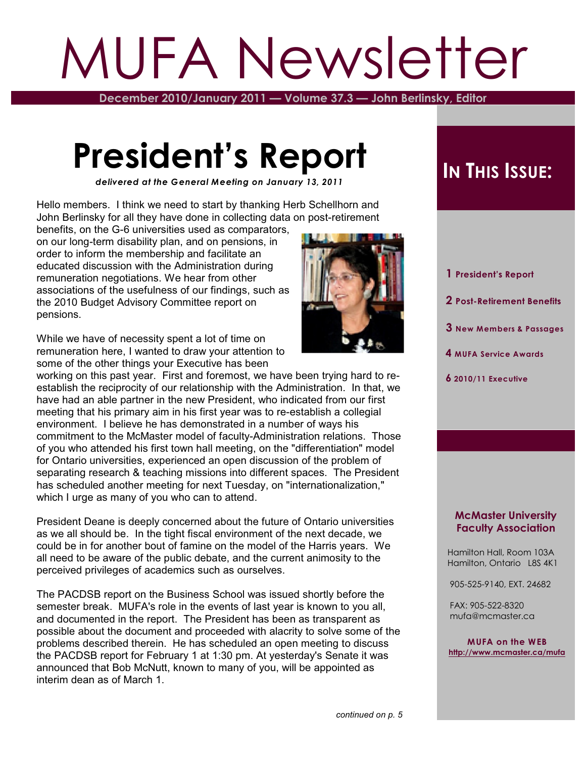# MUFA Newsletter

**December 2010/January 2011 — Volume 37.3 — John Berlinsky, Editor**

# President's Report

***delivered at the General Meeting on January 13, 2011***

Hello members. I think we need to start by thanking Herb Schellhorn and John Berlinsky for all they have done in collecting data on post-retirement benefits, on the G-6 universities used as comparators, on our long-term disability plan, and on pensions, in order to inform the membership and facilitate an educated discussion with the Administration during remuneration negotiations. We hear from other associations of the usefulness of our findings, such as the 2010 Budget Advisory Committee report on pensions.

While we have of necessity spent a lot of time on remuneration here, I wanted to draw your attention to some of the other things your Executive has been working on this past year. First and foremost, we have been trying hard to re-establish the reciprocity of our relationship with the Administration. In that, we have had an able partner in the new President, who indicated from our first meeting that his primary aim in his first year was to re-establish a collegial environment. I believe he has demonstrated in a number of ways his commitment to the McMaster model of faculty-Administration relations. Those of you who attended his first town hall meeting, on the "differentiation" model for Ontario universities, experienced an open discussion of the problem of separating research & teaching missions into different spaces. The President has scheduled another meeting for next Tuesday, on "internationalization," which I urge as many of you who can to attend.

President Deane is deeply concerned about the future of Ontario universities as we all should be. In the tight fiscal environment of the next decade, we could be in for another bout of famine on the model of the Harris years. We all need to be aware of the public debate, and the current animosity to the perceived privileges of academics such as ourselves.

The PACDSB report on the Business School was issued shortly before the semester break. MUFA's role in the events of last year is known to you all, and documented in the report. The President has been as transparent as possible about the document and proceeded with alacrity to solve some of the problems described therein. He has scheduled an open meeting to discuss the PACDSB report for February 1 at 1:30 pm. At yesterday's Senate it was announced that Bob McNutt, known to many of you, will be appointed as interim dean as of March 1.

*continued on p. 5*

## In This Issue:

- **1** President's Report
- **2** Post-Retirement Benefits
- **3** New Members & Passages
- **4** MUFA Service Awards
- **6** 2010/11 Executive

**McMaster University Faculty Association**

Hamilton Hall, Room 103A
Hamilton, Ontario L8S 4K1

905-525-9140, EXT. 24682

FAX: 905-522-8320
mufa@mcmaster.ca

**MUFA on the WEB**
http://www.mcmaster.ca/mufa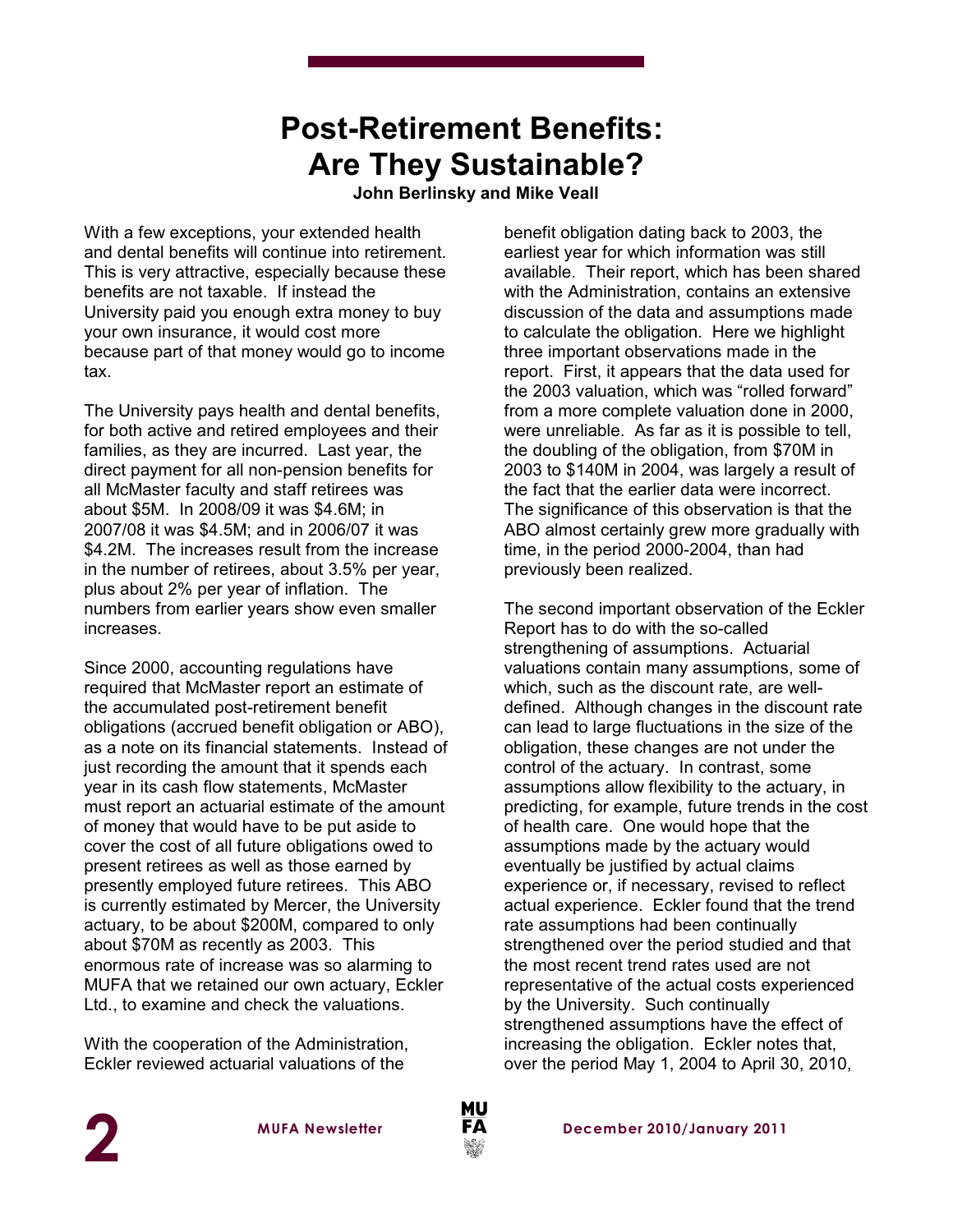# Post-Retirement Benefits: Are They Sustainable?

**John Berlinsky and Mike Veall**

With a few exceptions, your extended health and dental benefits will continue into retirement. This is very attractive, especially because these benefits are not taxable. If instead the University paid you enough extra money to buy your own insurance, it would cost more because part of that money would go to income tax.

The University pays health and dental benefits, for both active and retired employees and their families, as they are incurred. Last year, the direct payment for all non-pension benefits for all McMaster faculty and staff retirees was about $5M. In 2008/09 it was $4.6M; in 2007/08 it was $4.5M; and in 2006/07 it was $4.2M. The increases result from the increase in the number of retirees, about 3.5% per year, plus about 2% per year of inflation. The numbers from earlier years show even smaller increases.

Since 2000, accounting regulations have required that McMaster report an estimate of the accumulated post-retirement benefit obligations (accrued benefit obligation or ABO), as a note on its financial statements. Instead of just recording the amount that it spends each year in its cash flow statements, McMaster must report an actuarial estimate of the amount of money that would have to be put aside to cover the cost of all future obligations owed to present retirees as well as those earned by presently employed future retirees. This ABO is currently estimated by Mercer, the University actuary, to be about $200M, compared to only about $70M as recently as 2003. This enormous rate of increase was so alarming to MUFA that we retained our own actuary, Eckler Ltd., to examine and check the valuations.

With the cooperation of the Administration, Eckler reviewed actuarial valuations of the benefit obligation dating back to 2003, the earliest year for which information was still available. Their report, which has been shared with the Administration, contains an extensive discussion of the data and assumptions made to calculate the obligation. Here we highlight three important observations made in the report. First, it appears that the data used for the 2003 valuation, which was "rolled forward" from a more complete valuation done in 2000, were unreliable. As far as it is possible to tell, the doubling of the obligation, from $70M in 2003 to $140M in 2004, was largely a result of the fact that the earlier data were incorrect. The significance of this observation is that the ABO almost certainly grew more gradually with time, in the period 2000-2004, than had previously been realized.

The second important observation of the Eckler Report has to do with the so-called strengthening of assumptions. Actuarial valuations contain many assumptions, some of which, such as the discount rate, are well-defined. Although changes in the discount rate can lead to large fluctuations in the size of the obligation, these changes are not under the control of the actuary. In contrast, some assumptions allow flexibility to the actuary, in predicting, for example, future trends in the cost of health care. One would hope that the assumptions made by the actuary would eventually be justified by actual claims experience or, if necessary, revised to reflect actual experience. Eckler found that the trend rate assumptions had been continually strengthened over the period studied and that the most recent trend rates used are not representative of the actual costs experienced by the University. Such continually strengthened assumptions have the effect of increasing the obligation. Eckler notes that, over the period May 1, 2004 to April 30, 2010,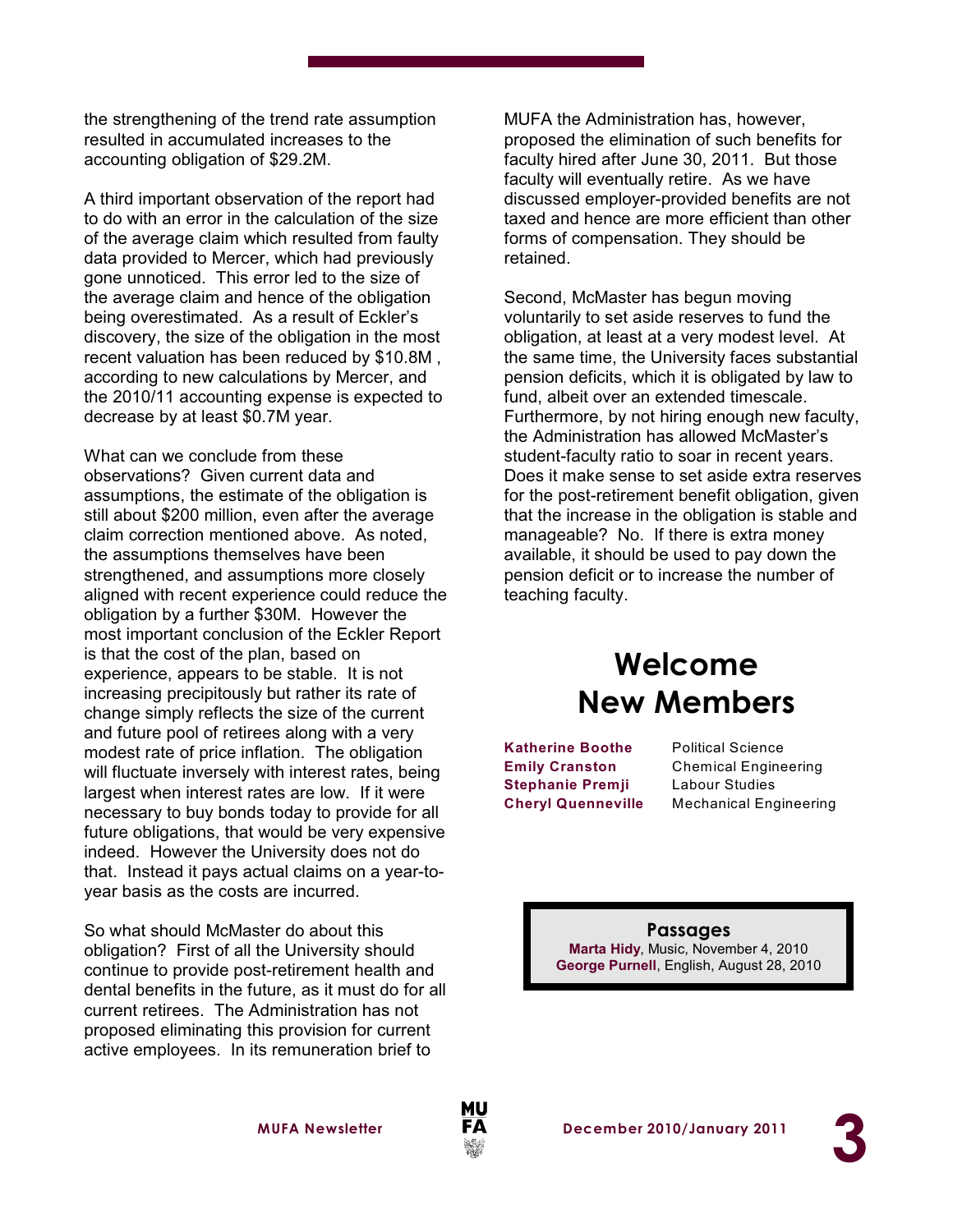the strengthening of the trend rate assumption resulted in accumulated increases to the accounting obligation of $29.2M.

A third important observation of the report had to do with an error in the calculation of the size of the average claim which resulted from faulty data provided to Mercer, which had previously gone unnoticed. This error led to the size of the average claim and hence of the obligation being overestimated. As a result of Eckler's discovery, the size of the obligation in the most recent valuation has been reduced by $10.8M , according to new calculations by Mercer, and the 2010/11 accounting expense is expected to decrease by at least $0.7M year.

What can we conclude from these observations? Given current data and assumptions, the estimate of the obligation is still about $200 million, even after the average claim correction mentioned above. As noted, the assumptions themselves have been strengthened, and assumptions more closely aligned with recent experience could reduce the obligation by a further $30M. However the most important conclusion of the Eckler Report is that the cost of the plan, based on experience, appears to be stable. It is not increasing precipitously but rather its rate of change simply reflects the size of the current and future pool of retirees along with a very modest rate of price inflation. The obligation will fluctuate inversely with interest rates, being largest when interest rates are low. If it were necessary to buy bonds today to provide for all future obligations, that would be very expensive indeed. However the University does not do that. Instead it pays actual claims on a year-to-year basis as the costs are incurred.

So what should McMaster do about this obligation? First of all the University should continue to provide post-retirement health and dental benefits in the future, as it must do for all current retirees. The Administration has not proposed eliminating this provision for current active employees. In its remuneration brief to MUFA the Administration has, however, proposed the elimination of such benefits for faculty hired after June 30, 2011. But those faculty will eventually retire. As we have discussed employer-provided benefits are not taxed and hence are more efficient than other forms of compensation. They should be retained.

Second, McMaster has begun moving voluntarily to set aside reserves to fund the obligation, at least at a very modest level. At the same time, the University faces substantial pension deficits, which it is obligated by law to fund, albeit over an extended timescale. Furthermore, by not hiring enough new faculty, the Administration has allowed McMaster's student-faculty ratio to soar in recent years. Does it make sense to set aside extra reserves for the post-retirement benefit obligation, given that the increase in the obligation is stable and manageable? No. If there is extra money available, it should be used to pay down the pension deficit or to increase the number of teaching faculty.

# Welcome New Members

| | |
|---|---|
| **Katherine Boothe** | Political Science |
| **Emily Cranston** | Chemical Engineering |
| **Stephanie Premji** | Labour Studies |
| **Cheryl Quenneville** | Mechanical Engineering |

## Passages

**Marta Hidy**, Music, November 4, 2010
**George Purnell**, English, August 28, 2010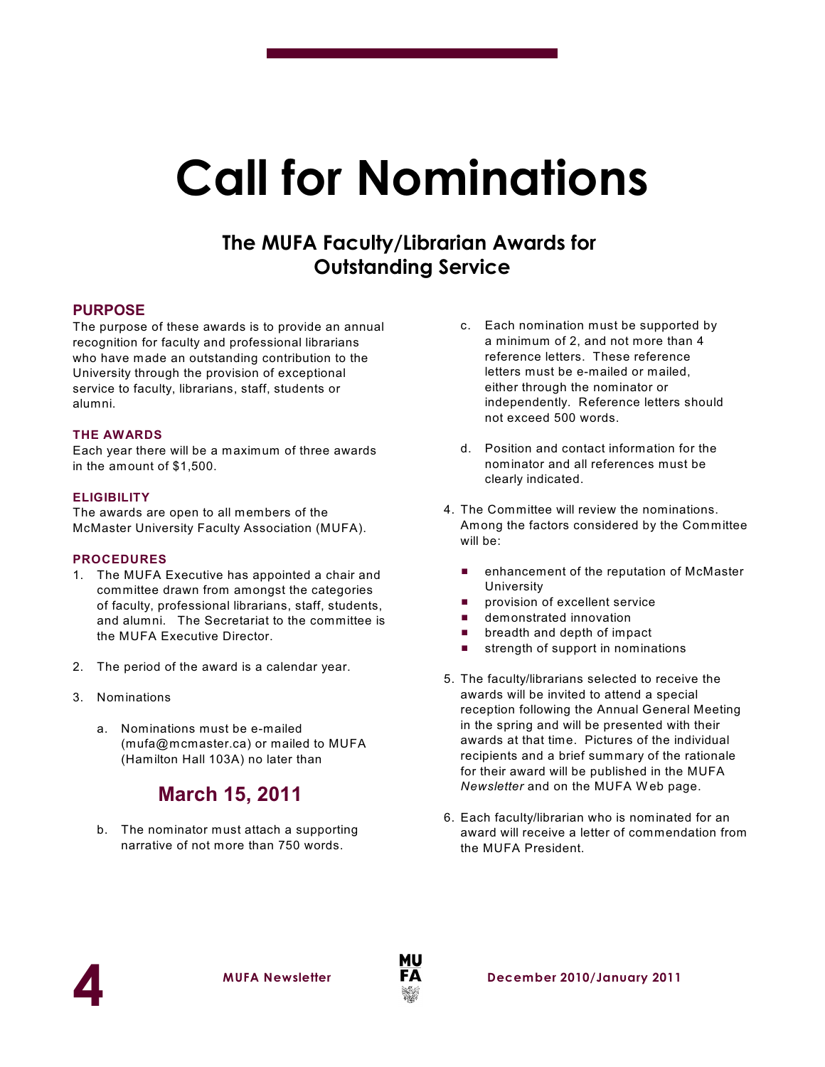# Call for Nominations

## The MUFA Faculty/Librarian Awards for Outstanding Service

### PURPOSE

The purpose of these awards is to provide an annual recognition for faculty and professional librarians who have made an outstanding contribution to the University through the provision of exceptional service to faculty, librarians, staff, students or alumni.

### THE AWARDS

Each year there will be a maximum of three awards in the amount of $1,500.

### ELIGIBILITY

The awards are open to all members of the McMaster University Faculty Association (MUFA).

### PROCEDURES

1. The MUFA Executive has appointed a chair and committee drawn from amongst the categories of faculty, professional librarians, staff, students, and alumni. The Secretariat to the committee is the MUFA Executive Director.

2. The period of the award is a calendar year.

3. Nominations

   a. Nominations must be e-mailed (mufa@mcmaster.ca) or mailed to MUFA (Hamilton Hall 103A) no later than

   **March 15, 2011**

   b. The nominator must attach a supporting narrative of not more than 750 words.

   c. Each nomination must be supported by a minimum of 2, and not more than 4 reference letters. These reference letters must be e-mailed or mailed, either through the nominator or independently. Reference letters should not exceed 500 words.

   d. Position and contact information for the nominator and all references must be clearly indicated.

4. The Committee will review the nominations. Among the factors considered by the Committee will be:

   - enhancement of the reputation of McMaster University
   - provision of excellent service
   - demonstrated innovation
   - breadth and depth of impact
   - strength of support in nominations

5. The faculty/librarians selected to receive the awards will be invited to attend a special reception following the Annual General Meeting in the spring and will be presented with their awards at that time. Pictures of the individual recipients and a brief summary of the rationale for their award will be published in the MUFA *Newsletter* and on the MUFA Web page.

6. Each faculty/librarian who is nominated for an award will receive a letter of commendation from the MUFA President.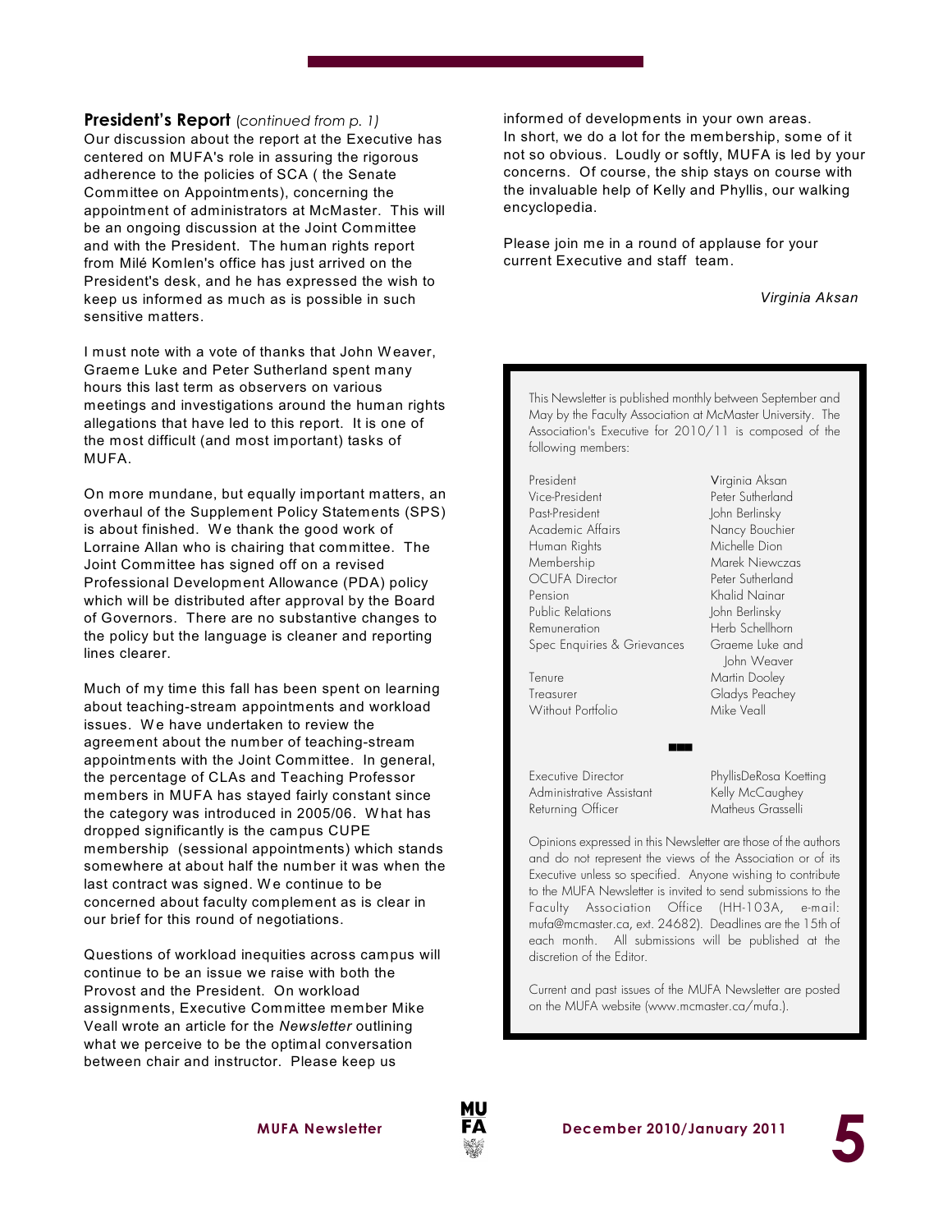**President's Report** (*continued from p. 1)*

Our discussion about the report at the Executive has centered on MUFA's role in assuring the rigorous adherence to the policies of SCA ( the Senate Committee on Appointments), concerning the appointment of administrators at McMaster. This will be an ongoing discussion at the Joint Committee and with the President. The human rights report from Milé Komlen's office has just arrived on the President's desk, and he has expressed the wish to keep us informed as much as is possible in such sensitive matters.

I must note with a vote of thanks that John Weaver, Graeme Luke and Peter Sutherland spent many hours this last term as observers on various meetings and investigations around the human rights allegations that have led to this report. It is one of the most difficult (and most important) tasks of MUFA.

On more mundane, but equally important matters, an overhaul of the Supplement Policy Statements (SPS) is about finished. We thank the good work of Lorraine Allan who is chairing that committee. The Joint Committee has signed off on a revised Professional Development Allowance (PDA) policy which will be distributed after approval by the Board of Governors. There are no substantive changes to the policy but the language is cleaner and reporting lines clearer.

Much of my time this fall has been spent on learning about teaching-stream appointments and workload issues. We have undertaken to review the agreement about the number of teaching-stream appointments with the Joint Committee. In general, the percentage of CLAs and Teaching Professor members in MUFA has stayed fairly constant since the category was introduced in 2005/06. What has dropped significantly is the campus CUPE membership (sessional appointments) which stands somewhere at about half the number it was when the last contract was signed. We continue to be concerned about faculty complement as is clear in our brief for this round of negotiations.

Questions of workload inequities across campus will continue to be an issue we raise with both the Provost and the President. On workload assignments, Executive Committee member Mike Veall wrote an article for the *Newsletter* outlining what we perceive to be the optimal conversation between chair and instructor. Please keep us informed of developments in your own areas. In short, we do a lot for the membership, some of it not so obvious. Loudly or softly, MUFA is led by your concerns. Of course, the ship stays on course with the invaluable help of Kelly and Phyllis, our walking encyclopedia.

Please join me in a round of applause for your current Executive and staff team.

*Virginia Aksan*

---

This Newsletter is published monthly between September and May by the Faculty Association at McMaster University. The Association's Executive for 2010/11 is composed of the following members:

| | |
|---|---|
| President | Virginia Aksan |
| Vice-President | Peter Sutherland |
| Past-President | John Berlinsky |
| Academic Affairs | Nancy Bouchier |
| Human Rights | Michelle Dion |
| Membership | Marek Niewczas |
| OCUFA Director | Peter Sutherland |
| Pension | Khalid Nainar |
| Public Relations | John Berlinsky |
| Remuneration | Herb Schellhorn |
| Spec Enquiries & Grievances | Graeme Luke and John Weaver |
| Tenure | Martin Dooley |
| Treasurer | Gladys Peachey |
| Without Portfolio | Mike Veall |

| | |
|---|---|
| Executive Director | PhyllisDeRosa Koetting |
| Administrative Assistant | Kelly McCaughey |
| Returning Officer | Matheus Grasselli |

Opinions expressed in this Newsletter are those of the authors and do not represent the views of the Association or of its Executive unless so specified. Anyone wishing to contribute to the MUFA Newsletter is invited to send submissions to the Faculty Association Office (HH-103A, e-mail: mufa@mcmaster.ca, ext. 24682). Deadlines are the 15th of each month. All submissions will be published at the discretion of the Editor.

Current and past issues of the MUFA Newsletter are posted on the MUFA website (www.mcmaster.ca/mufa.).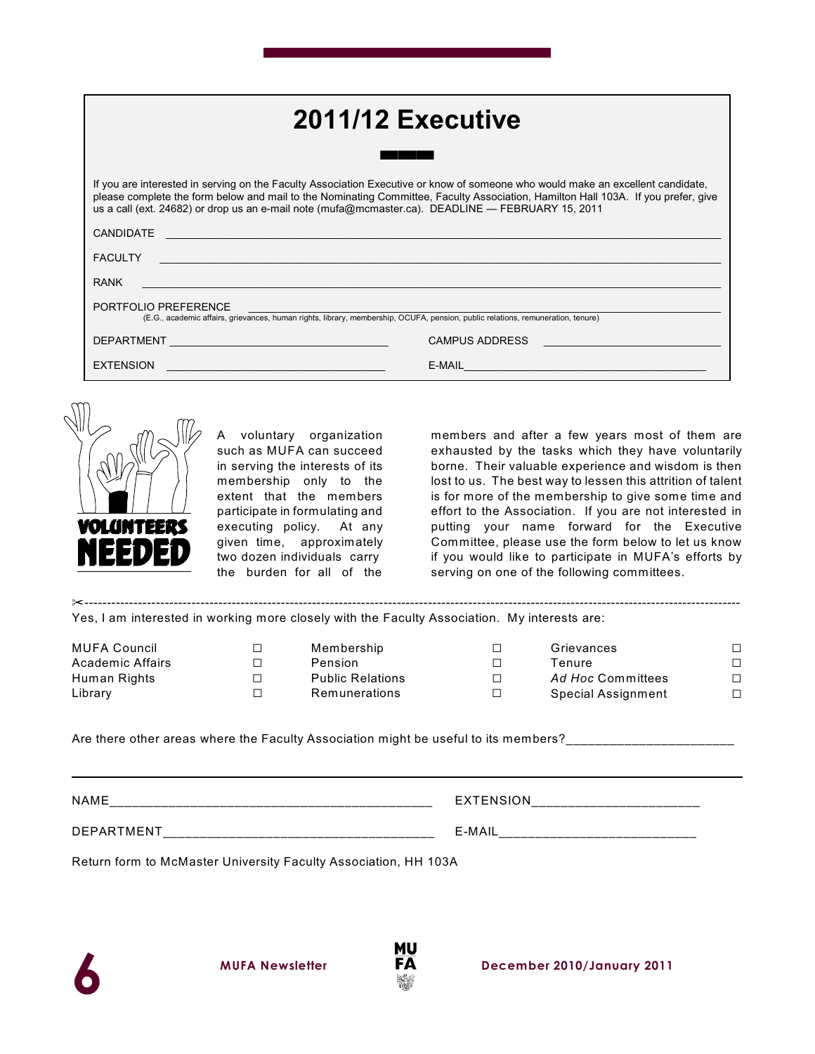# 2011/12 Executive

If you are interested in serving on the Faculty Association Executive or know of someone who would make an excellent candidate, please complete the form below and mail to the Nominating Committee, Faculty Association, Hamilton Hall 103A. If you prefer, give us a call (ext. 24682) or drop us an e-mail note (mufa@mcmaster.ca). DEADLINE — FEBRUARY 15, 2011

CANDIDATE ______________________________

FACULTY ______________________________

RANK ______________________________

PORTFOLIO PREFERENCE ______________________________
(E.G., academic affairs, grievances, human rights, library, membership, OCUFA, pension, public relations, remuneration, tenure)

DEPARTMENT ____________________ CAMPUS ADDRESS ____________________

EXTENSION ____________________ E-MAIL ____________________

**VOLUNTEERS NEEDED**

A voluntary organization such as MUFA can succeed in serving the interests of its membership only to the extent that the members participate in formulating and executing policy. At any given time, approximately two dozen individuals carry the burden for all of the members and after a few years most of them are exhausted by the tasks which they have voluntarily borne. Their valuable experience and wisdom is then lost to us. The best way to lessen this attrition of talent is for more of the membership to give some time and effort to the Association. If you are not interested in putting your name forward for the Executive Committee, please use the form below to let us know if you would like to participate in MUFA's efforts by serving on one of the following committees.

✂------------------------------------------------------------

Yes, I am interested in working more closely with the Faculty Association. My interests are:

| | | | | | |
|---|---|---|---|---|---|
| MUFA Council | ☐ | Membership | ☐ | Grievances | ☐ |
| Academic Affairs | ☐ | Pension | ☐ | Tenure | ☐ |
| Human Rights | ☐ | Public Relations | ☐ | *Ad Hoc* Committees | ☐ |
| Library | ☐ | Remunerations | ☐ | Special Assignment | ☐ |

Are there other areas where the Faculty Association might be useful to its members?______________________

NAME ______________________________ EXTENSION ______________________

DEPARTMENT ______________________________ E-MAIL ______________________

Return form to McMaster University Faculty Association, HH 103A